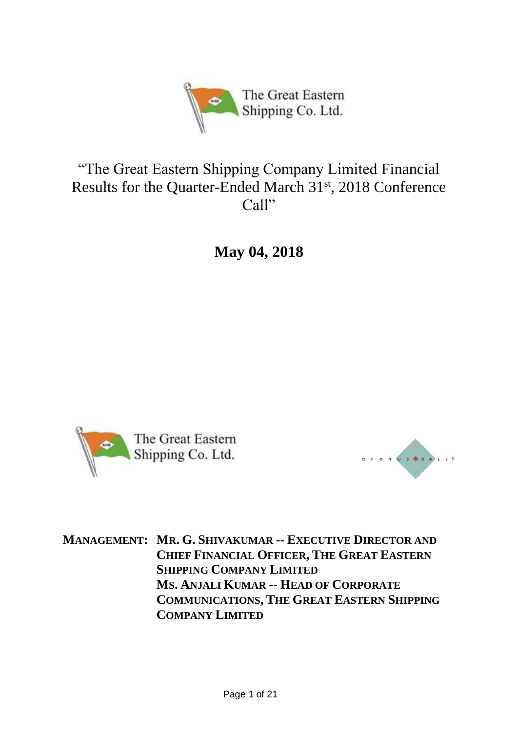The Great Eastern Shipping Co. Ltd.

# "The Great Eastern Shipping Company Limited Financial Results for the Quarter-Ended March 31st, 2018 Conference Call"

## May 04, 2018

The Great Eastern Shipping Co. Ltd.

CHORUS CALL®

**MANAGEMENT: MR. G. SHIVAKUMAR -- EXECUTIVE DIRECTOR AND CHIEF FINANCIAL OFFICER, THE GREAT EASTERN SHIPPING COMPANY LIMITED**

**MS. ANJALI KUMAR -- HEAD OF CORPORATE COMMUNICATIONS, THE GREAT EASTERN SHIPPING COMPANY LIMITED**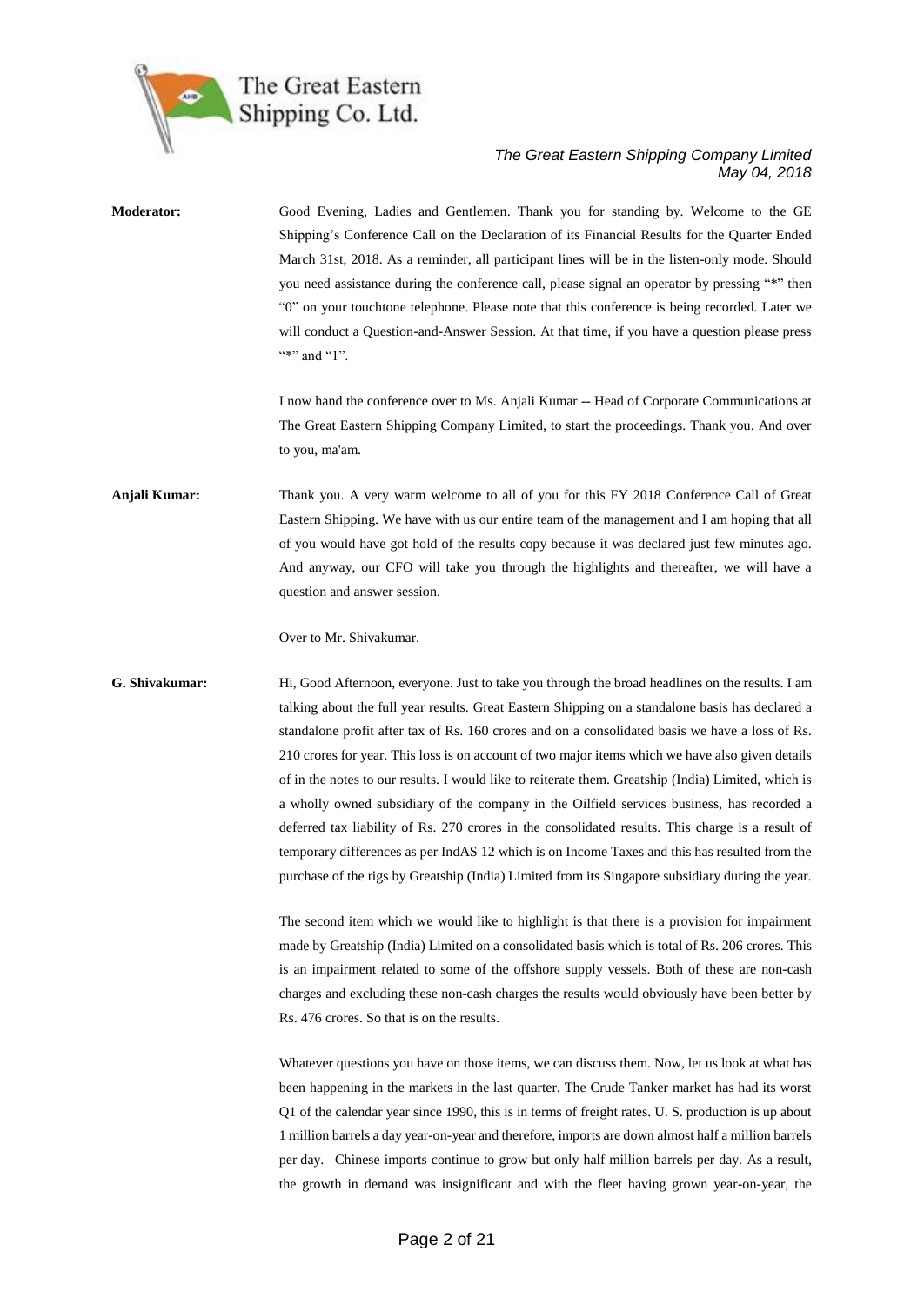**Moderator:** Good Evening, Ladies and Gentlemen. Thank you for standing by. Welcome to the GE Shipping's Conference Call on the Declaration of its Financial Results for the Quarter Ended March 31st, 2018. As a reminder, all participant lines will be in the listen-only mode. Should you need assistance during the conference call, please signal an operator by pressing "*" then "0" on your touchtone telephone. Please note that this conference is being recorded. Later we will conduct a Question-and-Answer Session. At that time, if you have a question please press "*" and "1".

I now hand the conference over to Ms. Anjali Kumar -- Head of Corporate Communications at The Great Eastern Shipping Company Limited, to start the proceedings. Thank you. And over to you, ma'am.

**Anjali Kumar:** Thank you. A very warm welcome to all of you for this FY 2018 Conference Call of Great Eastern Shipping. We have with us our entire team of the management and I am hoping that all of you would have got hold of the results copy because it was declared just few minutes ago. And anyway, our CFO will take you through the highlights and thereafter, we will have a question and answer session.

Over to Mr. Shivakumar.

**G. Shivakumar:** Hi, Good Afternoon, everyone. Just to take you through the broad headlines on the results. I am talking about the full year results. Great Eastern Shipping on a standalone basis has declared a standalone profit after tax of Rs. 160 crores and on a consolidated basis we have a loss of Rs. 210 crores for year. This loss is on account of two major items which we have also given details of in the notes to our results. I would like to reiterate them. Greatship (India) Limited, which is a wholly owned subsidiary of the company in the Oilfield services business, has recorded a deferred tax liability of Rs. 270 crores in the consolidated results. This charge is a result of temporary differences as per IndAS 12 which is on Income Taxes and this has resulted from the purchase of the rigs by Greatship (India) Limited from its Singapore subsidiary during the year.

The second item which we would like to highlight is that there is a provision for impairment made by Greatship (India) Limited on a consolidated basis which is total of Rs. 206 crores. This is an impairment related to some of the offshore supply vessels. Both of these are non-cash charges and excluding these non-cash charges the results would obviously have been better by Rs. 476 crores. So that is on the results.

Whatever questions you have on those items, we can discuss them. Now, let us look at what has been happening in the markets in the last quarter. The Crude Tanker market has had its worst Q1 of the calendar year since 1990, this is in terms of freight rates. U. S. production is up about 1 million barrels a day year-on-year and therefore, imports are down almost half a million barrels per day. Chinese imports continue to grow but only half million barrels per day. As a result, the growth in demand was insignificant and with the fleet having grown year-on-year, the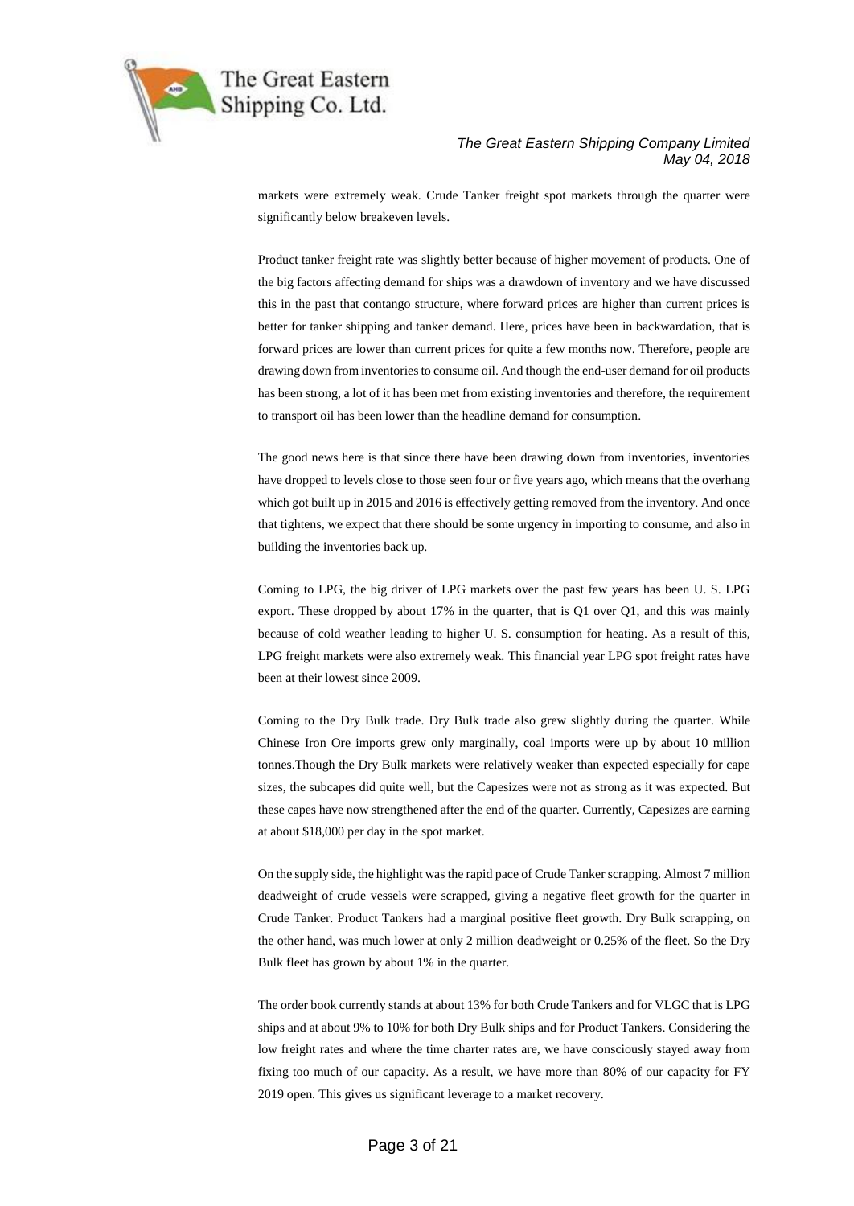markets were extremely weak. Crude Tanker freight spot markets through the quarter were significantly below breakeven levels.

Product tanker freight rate was slightly better because of higher movement of products. One of the big factors affecting demand for ships was a drawdown of inventory and we have discussed this in the past that contango structure, where forward prices are higher than current prices is better for tanker shipping and tanker demand. Here, prices have been in backwardation, that is forward prices are lower than current prices for quite a few months now. Therefore, people are drawing down from inventories to consume oil. And though the end-user demand for oil products has been strong, a lot of it has been met from existing inventories and therefore, the requirement to transport oil has been lower than the headline demand for consumption.

The good news here is that since there have been drawing down from inventories, inventories have dropped to levels close to those seen four or five years ago, which means that the overhang which got built up in 2015 and 2016 is effectively getting removed from the inventory. And once that tightens, we expect that there should be some urgency in importing to consume, and also in building the inventories back up.

Coming to LPG, the big driver of LPG markets over the past few years has been U. S. LPG export. These dropped by about 17% in the quarter, that is Q1 over Q1, and this was mainly because of cold weather leading to higher U. S. consumption for heating. As a result of this, LPG freight markets were also extremely weak. This financial year LPG spot freight rates have been at their lowest since 2009.

Coming to the Dry Bulk trade. Dry Bulk trade also grew slightly during the quarter. While Chinese Iron Ore imports grew only marginally, coal imports were up by about 10 million tonnes.Though the Dry Bulk markets were relatively weaker than expected especially for cape sizes, the subcapes did quite well, but the Capesizes were not as strong as it was expected. But these capes have now strengthened after the end of the quarter. Currently, Capesizes are earning at about $18,000 per day in the spot market.

On the supply side, the highlight was the rapid pace of Crude Tanker scrapping. Almost 7 million deadweight of crude vessels were scrapped, giving a negative fleet growth for the quarter in Crude Tanker. Product Tankers had a marginal positive fleet growth. Dry Bulk scrapping, on the other hand, was much lower at only 2 million deadweight or 0.25% of the fleet. So the Dry Bulk fleet has grown by about 1% in the quarter.

The order book currently stands at about 13% for both Crude Tankers and for VLGC that is LPG ships and at about 9% to 10% for both Dry Bulk ships and for Product Tankers. Considering the low freight rates and where the time charter rates are, we have consciously stayed away from fixing too much of our capacity. As a result, we have more than 80% of our capacity for FY 2019 open. This gives us significant leverage to a market recovery.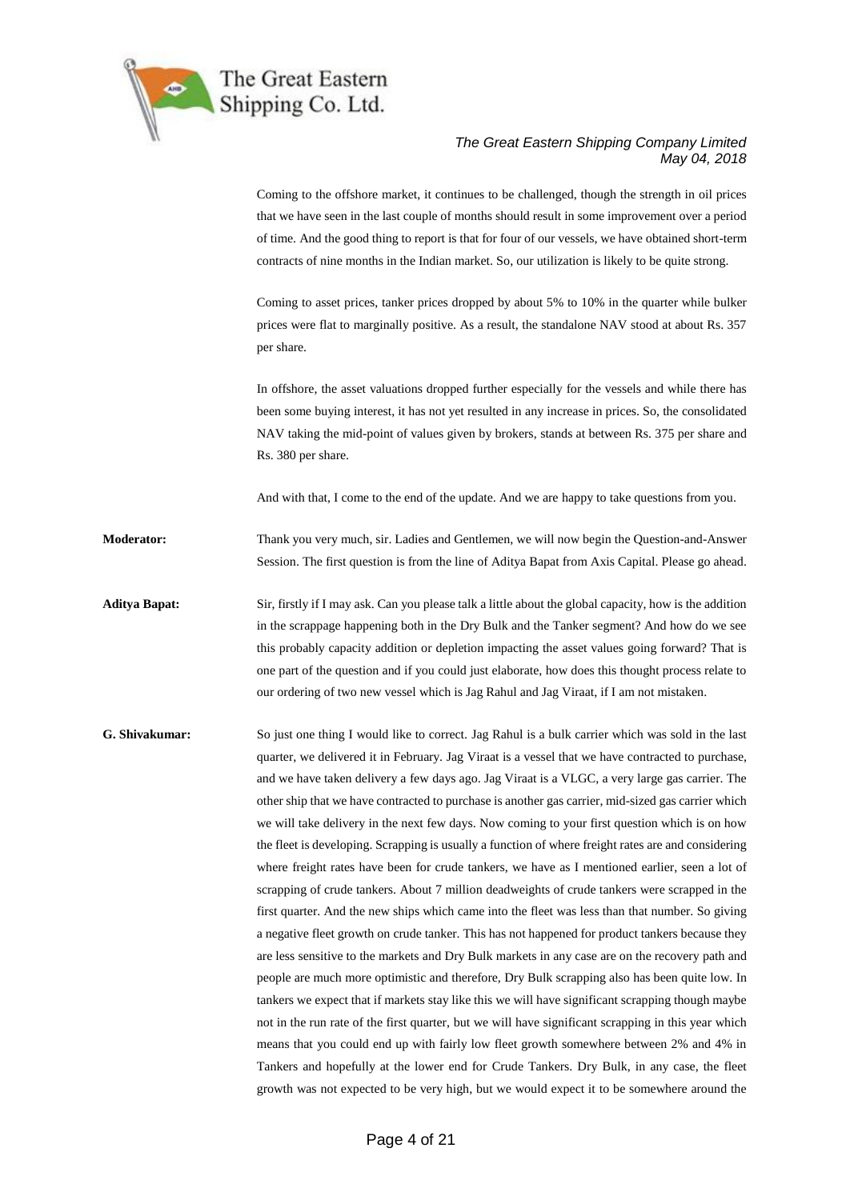Coming to the offshore market, it continues to be challenged, though the strength in oil prices that we have seen in the last couple of months should result in some improvement over a period of time. And the good thing to report is that for four of our vessels, we have obtained short-term contracts of nine months in the Indian market. So, our utilization is likely to be quite strong.

Coming to asset prices, tanker prices dropped by about 5% to 10% in the quarter while bulker prices were flat to marginally positive. As a result, the standalone NAV stood at about Rs. 357 per share.

In offshore, the asset valuations dropped further especially for the vessels and while there has been some buying interest, it has not yet resulted in any increase in prices. So, the consolidated NAV taking the mid-point of values given by brokers, stands at between Rs. 375 per share and Rs. 380 per share.

And with that, I come to the end of the update. And we are happy to take questions from you.

**Moderator:** Thank you very much, sir. Ladies and Gentlemen, we will now begin the Question-and-Answer Session. The first question is from the line of Aditya Bapat from Axis Capital. Please go ahead.

**Aditya Bapat:** Sir, firstly if I may ask. Can you please talk a little about the global capacity, how is the addition in the scrappage happening both in the Dry Bulk and the Tanker segment? And how do we see this probably capacity addition or depletion impacting the asset values going forward? That is one part of the question and if you could just elaborate, how does this thought process relate to our ordering of two new vessel which is Jag Rahul and Jag Viraat, if I am not mistaken.

**G. Shivakumar:** So just one thing I would like to correct. Jag Rahul is a bulk carrier which was sold in the last quarter, we delivered it in February. Jag Viraat is a vessel that we have contracted to purchase, and we have taken delivery a few days ago. Jag Viraat is a VLGC, a very large gas carrier. The other ship that we have contracted to purchase is another gas carrier, mid-sized gas carrier which we will take delivery in the next few days. Now coming to your first question which is on how the fleet is developing. Scrapping is usually a function of where freight rates are and considering where freight rates have been for crude tankers, we have as I mentioned earlier, seen a lot of scrapping of crude tankers. About 7 million deadweights of crude tankers were scrapped in the first quarter. And the new ships which came into the fleet was less than that number. So giving a negative fleet growth on crude tanker. This has not happened for product tankers because they are less sensitive to the markets and Dry Bulk markets in any case are on the recovery path and people are much more optimistic and therefore, Dry Bulk scrapping also has been quite low. In tankers we expect that if markets stay like this we will have significant scrapping though maybe not in the run rate of the first quarter, but we will have significant scrapping in this year which means that you could end up with fairly low fleet growth somewhere between 2% and 4% in Tankers and hopefully at the lower end for Crude Tankers. Dry Bulk, in any case, the fleet growth was not expected to be very high, but we would expect it to be somewhere around the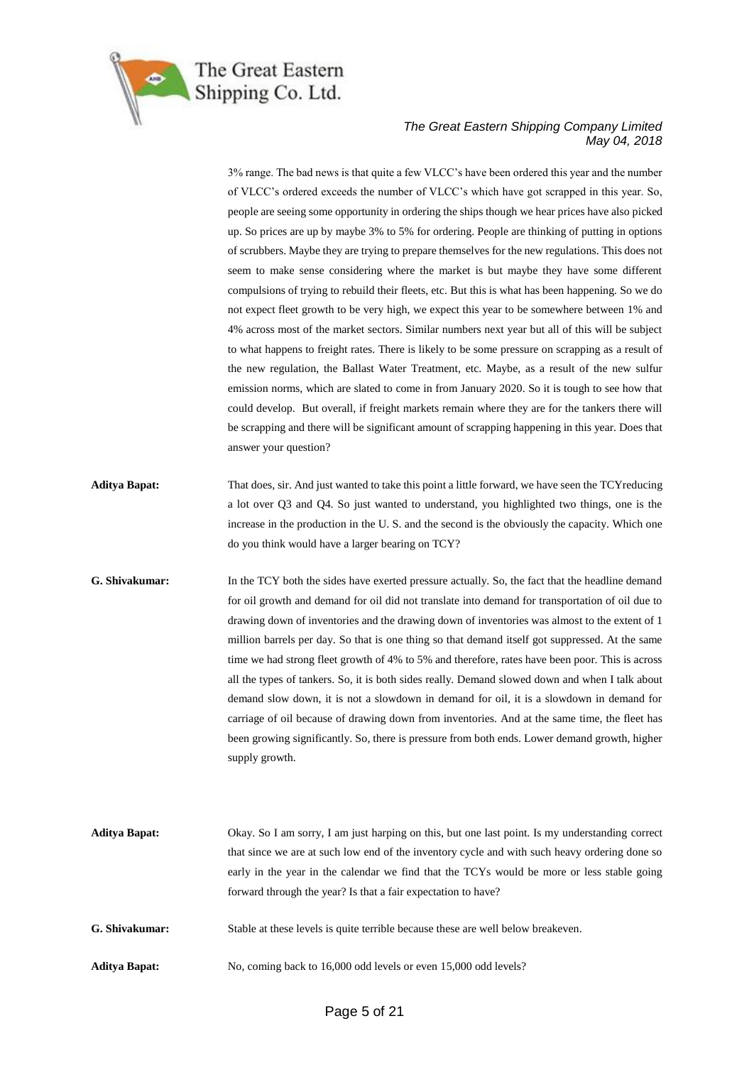3% range. The bad news is that quite a few VLCC's have been ordered this year and the number of VLCC's ordered exceeds the number of VLCC's which have got scrapped in this year. So, people are seeing some opportunity in ordering the ships though we hear prices have also picked up. So prices are up by maybe 3% to 5% for ordering. People are thinking of putting in options of scrubbers. Maybe they are trying to prepare themselves for the new regulations. This does not seem to make sense considering where the market is but maybe they have some different compulsions of trying to rebuild their fleets, etc. But this is what has been happening. So we do not expect fleet growth to be very high, we expect this year to be somewhere between 1% and 4% across most of the market sectors. Similar numbers next year but all of this will be subject to what happens to freight rates. There is likely to be some pressure on scrapping as a result of the new regulation, the Ballast Water Treatment, etc. Maybe, as a result of the new sulfur emission norms, which are slated to come in from January 2020. So it is tough to see how that could develop. But overall, if freight markets remain where they are for the tankers there will be scrapping and there will be significant amount of scrapping happening in this year. Does that answer your question?

**Aditya Bapat:** That does, sir. And just wanted to take this point a little forward, we have seen the TCYreducing a lot over Q3 and Q4. So just wanted to understand, you highlighted two things, one is the increase in the production in the U. S. and the second is the obviously the capacity. Which one do you think would have a larger bearing on TCY?

**G. Shivakumar:** In the TCY both the sides have exerted pressure actually. So, the fact that the headline demand for oil growth and demand for oil did not translate into demand for transportation of oil due to drawing down of inventories and the drawing down of inventories was almost to the extent of 1 million barrels per day. So that is one thing so that demand itself got suppressed. At the same time we had strong fleet growth of 4% to 5% and therefore, rates have been poor. This is across all the types of tankers. So, it is both sides really. Demand slowed down and when I talk about demand slow down, it is not a slowdown in demand for oil, it is a slowdown in demand for carriage of oil because of drawing down from inventories. And at the same time, the fleet has been growing significantly. So, there is pressure from both ends. Lower demand growth, higher supply growth.

**Aditya Bapat:** Okay. So I am sorry, I am just harping on this, but one last point. Is my understanding correct that since we are at such low end of the inventory cycle and with such heavy ordering done so early in the year in the calendar we find that the TCYs would be more or less stable going forward through the year? Is that a fair expectation to have?

**G. Shivakumar:** Stable at these levels is quite terrible because these are well below breakeven.

**Aditya Bapat:** No, coming back to 16,000 odd levels or even 15,000 odd levels?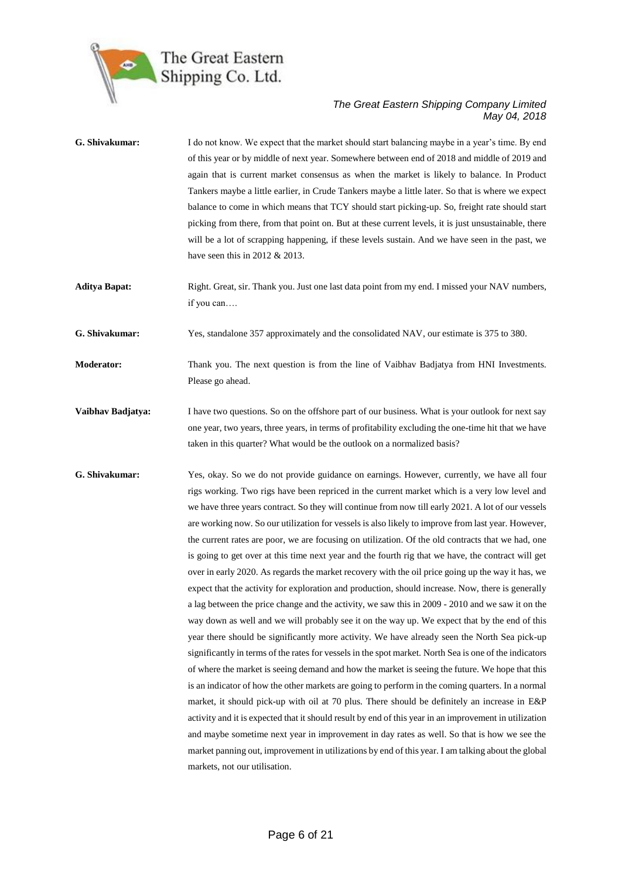**G. Shivakumar:** I do not know. We expect that the market should start balancing maybe in a year's time. By end of this year or by middle of next year. Somewhere between end of 2018 and middle of 2019 and again that is current market consensus as when the market is likely to balance. In Product Tankers maybe a little earlier, in Crude Tankers maybe a little later. So that is where we expect balance to come in which means that TCY should start picking-up. So, freight rate should start picking from there, from that point on. But at these current levels, it is just unsustainable, there will be a lot of scrapping happening, if these levels sustain. And we have seen in the past, we have seen this in 2012 & 2013.

**Aditya Bapat:** Right. Great, sir. Thank you. Just one last data point from my end. I missed your NAV numbers, if you can….

**G. Shivakumar:** Yes, standalone 357 approximately and the consolidated NAV, our estimate is 375 to 380.

**Moderator:** Thank you. The next question is from the line of Vaibhav Badjatya from HNI Investments. Please go ahead.

**Vaibhav Badjatya:** I have two questions. So on the offshore part of our business. What is your outlook for next say one year, two years, three years, in terms of profitability excluding the one-time hit that we have taken in this quarter? What would be the outlook on a normalized basis?

**G. Shivakumar:** Yes, okay. So we do not provide guidance on earnings. However, currently, we have all four rigs working. Two rigs have been repriced in the current market which is a very low level and we have three years contract. So they will continue from now till early 2021. A lot of our vessels are working now. So our utilization for vessels is also likely to improve from last year. However, the current rates are poor, we are focusing on utilization. Of the old contracts that we had, one is going to get over at this time next year and the fourth rig that we have, the contract will get over in early 2020. As regards the market recovery with the oil price going up the way it has, we expect that the activity for exploration and production, should increase. Now, there is generally a lag between the price change and the activity, we saw this in 2009 - 2010 and we saw it on the way down as well and we will probably see it on the way up. We expect that by the end of this year there should be significantly more activity. We have already seen the North Sea pick-up significantly in terms of the rates for vessels in the spot market. North Sea is one of the indicators of where the market is seeing demand and how the market is seeing the future. We hope that this is an indicator of how the other markets are going to perform in the coming quarters. In a normal market, it should pick-up with oil at 70 plus. There should be definitely an increase in E&P activity and it is expected that it should result by end of this year in an improvement in utilization and maybe sometime next year in improvement in day rates as well. So that is how we see the market panning out, improvement in utilizations by end of this year. I am talking about the global markets, not our utilisation.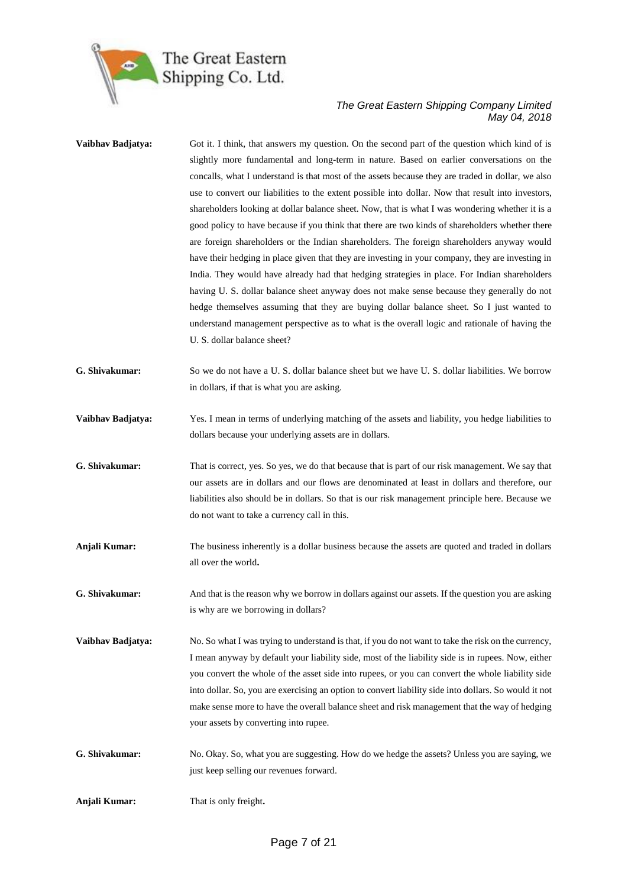**Vaibhav Badjatya:** Got it. I think, that answers my question. On the second part of the question which kind of is slightly more fundamental and long-term in nature. Based on earlier conversations on the concalls, what I understand is that most of the assets because they are traded in dollar, we also use to convert our liabilities to the extent possible into dollar. Now that result into investors, shareholders looking at dollar balance sheet. Now, that is what I was wondering whether it is a good policy to have because if you think that there are two kinds of shareholders whether there are foreign shareholders or the Indian shareholders. The foreign shareholders anyway would have their hedging in place given that they are investing in your company, they are investing in India. They would have already had that hedging strategies in place. For Indian shareholders having U. S. dollar balance sheet anyway does not make sense because they generally do not hedge themselves assuming that they are buying dollar balance sheet. So I just wanted to understand management perspective as to what is the overall logic and rationale of having the U. S. dollar balance sheet?

**G. Shivakumar:** So we do not have a U. S. dollar balance sheet but we have U. S. dollar liabilities. We borrow in dollars, if that is what you are asking.

**Vaibhav Badjatya:** Yes. I mean in terms of underlying matching of the assets and liability, you hedge liabilities to dollars because your underlying assets are in dollars.

**G. Shivakumar:** That is correct, yes. So yes, we do that because that is part of our risk management. We say that our assets are in dollars and our flows are denominated at least in dollars and therefore, our liabilities also should be in dollars. So that is our risk management principle here. Because we do not want to take a currency call in this.

**Anjali Kumar:** The business inherently is a dollar business because the assets are quoted and traded in dollars all over the world**.**

**G. Shivakumar:** And that is the reason why we borrow in dollars against our assets. If the question you are asking is why are we borrowing in dollars?

**Vaibhav Badjatya:** No. So what I was trying to understand is that, if you do not want to take the risk on the currency, I mean anyway by default your liability side, most of the liability side is in rupees. Now, either you convert the whole of the asset side into rupees, or you can convert the whole liability side into dollar. So, you are exercising an option to convert liability side into dollars. So would it not make sense more to have the overall balance sheet and risk management that the way of hedging your assets by converting into rupee.

**G. Shivakumar:** No. Okay. So, what you are suggesting. How do we hedge the assets? Unless you are saying, we just keep selling our revenues forward.

**Anjali Kumar:** That is only freight**.**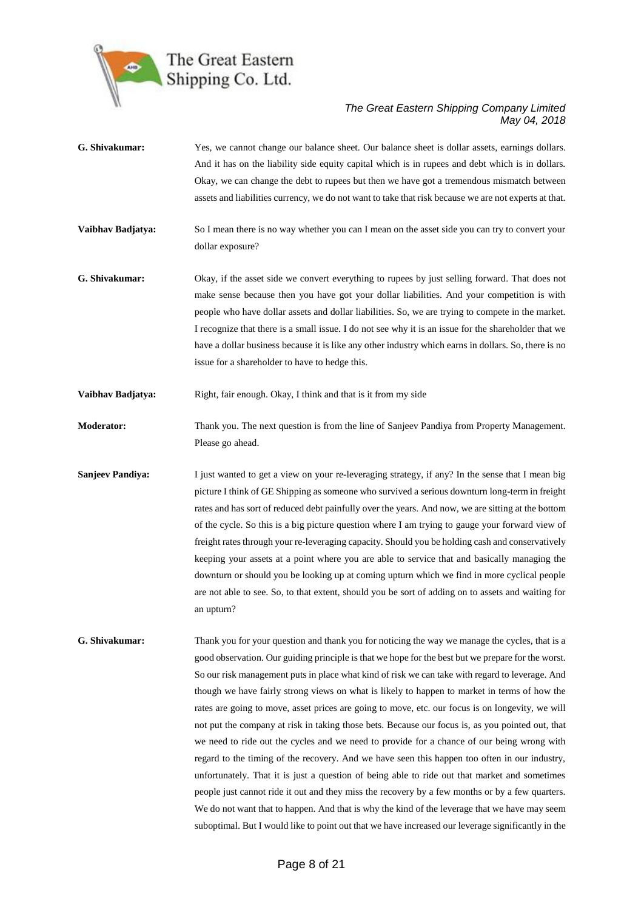**G. Shivakumar:** Yes, we cannot change our balance sheet. Our balance sheet is dollar assets, earnings dollars. And it has on the liability side equity capital which is in rupees and debt which is in dollars. Okay, we can change the debt to rupees but then we have got a tremendous mismatch between assets and liabilities currency, we do not want to take that risk because we are not experts at that.

**Vaibhav Badjatya:** So I mean there is no way whether you can I mean on the asset side you can try to convert your dollar exposure?

**G. Shivakumar:** Okay, if the asset side we convert everything to rupees by just selling forward. That does not make sense because then you have got your dollar liabilities. And your competition is with people who have dollar assets and dollar liabilities. So, we are trying to compete in the market. I recognize that there is a small issue. I do not see why it is an issue for the shareholder that we have a dollar business because it is like any other industry which earns in dollars. So, there is no issue for a shareholder to have to hedge this.

**Vaibhav Badjatya:** Right, fair enough. Okay, I think and that is it from my side

**Moderator:** Thank you. The next question is from the line of Sanjeev Pandiya from Property Management. Please go ahead.

**Sanjeev Pandiya:** I just wanted to get a view on your re-leveraging strategy, if any? In the sense that I mean big picture I think of GE Shipping as someone who survived a serious downturn long-term in freight rates and has sort of reduced debt painfully over the years. And now, we are sitting at the bottom of the cycle. So this is a big picture question where I am trying to gauge your forward view of freight rates through your re-leveraging capacity. Should you be holding cash and conservatively keeping your assets at a point where you are able to service that and basically managing the downturn or should you be looking up at coming upturn which we find in more cyclical people are not able to see. So, to that extent, should you be sort of adding on to assets and waiting for an upturn?

**G. Shivakumar:** Thank you for your question and thank you for noticing the way we manage the cycles, that is a good observation. Our guiding principle is that we hope for the best but we prepare for the worst. So our risk management puts in place what kind of risk we can take with regard to leverage. And though we have fairly strong views on what is likely to happen to market in terms of how the rates are going to move, asset prices are going to move, etc. our focus is on longevity, we will not put the company at risk in taking those bets. Because our focus is, as you pointed out, that we need to ride out the cycles and we need to provide for a chance of our being wrong with regard to the timing of the recovery. And we have seen this happen too often in our industry, unfortunately. That it is just a question of being able to ride out that market and sometimes people just cannot ride it out and they miss the recovery by a few months or by a few quarters. We do not want that to happen. And that is why the kind of the leverage that we have may seem suboptimal. But I would like to point out that we have increased our leverage significantly in the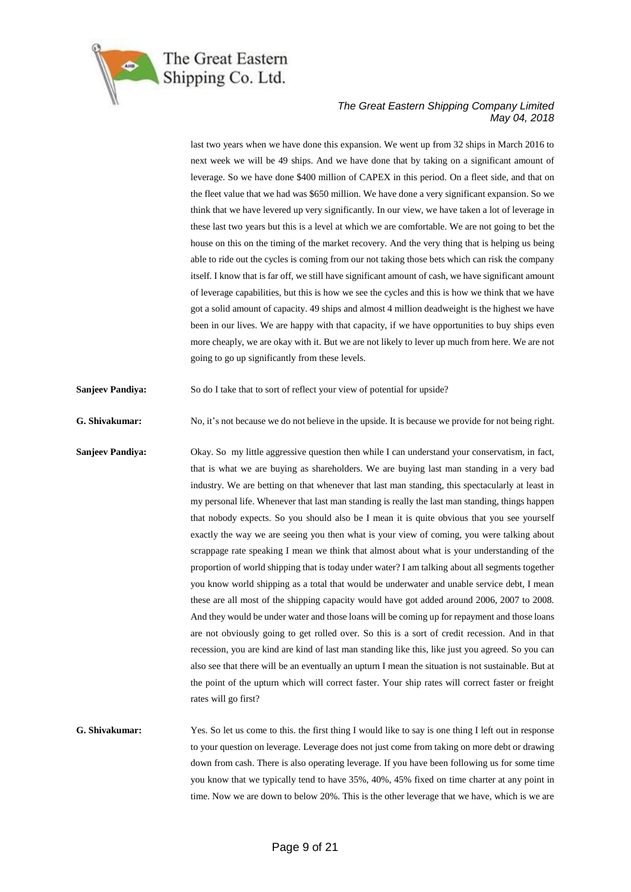last two years when we have done this expansion. We went up from 32 ships in March 2016 to next week we will be 49 ships. And we have done that by taking on a significant amount of leverage. So we have done $400 million of CAPEX in this period. On a fleet side, and that on the fleet value that we had was $650 million. We have done a very significant expansion. So we think that we have levered up very significantly. In our view, we have taken a lot of leverage in these last two years but this is a level at which we are comfortable. We are not going to bet the house on this on the timing of the market recovery. And the very thing that is helping us being able to ride out the cycles is coming from our not taking those bets which can risk the company itself. I know that is far off, we still have significant amount of cash, we have significant amount of leverage capabilities, but this is how we see the cycles and this is how we think that we have got a solid amount of capacity. 49 ships and almost 4 million deadweight is the highest we have been in our lives. We are happy with that capacity, if we have opportunities to buy ships even more cheaply, we are okay with it. But we are not likely to lever up much from here. We are not going to go up significantly from these levels.

**Sanjeev Pandiya:** So do I take that to sort of reflect your view of potential for upside?

**G. Shivakumar:** No, it's not because we do not believe in the upside. It is because we provide for not being right.

**Sanjeev Pandiya:** Okay. So my little aggressive question then while I can understand your conservatism, in fact, that is what we are buying as shareholders. We are buying last man standing in a very bad industry. We are betting on that whenever that last man standing, this spectacularly at least in my personal life. Whenever that last man standing is really the last man standing, things happen that nobody expects. So you should also be I mean it is quite obvious that you see yourself exactly the way we are seeing you then what is your view of coming, you were talking about scrappage rate speaking I mean we think that almost about what is your understanding of the proportion of world shipping that is today under water? I am talking about all segments together you know world shipping as a total that would be underwater and unable service debt, I mean these are all most of the shipping capacity would have got added around 2006, 2007 to 2008. And they would be under water and those loans will be coming up for repayment and those loans are not obviously going to get rolled over. So this is a sort of credit recession. And in that recession, you are kind are kind of last man standing like this, like just you agreed. So you can also see that there will be an eventually an upturn I mean the situation is not sustainable. But at the point of the upturn which will correct faster. Your ship rates will correct faster or freight rates will go first?

**G. Shivakumar:** Yes. So let us come to this. the first thing I would like to say is one thing I left out in response to your question on leverage. Leverage does not just come from taking on more debt or drawing down from cash. There is also operating leverage. If you have been following us for some time you know that we typically tend to have 35%, 40%, 45% fixed on time charter at any point in time. Now we are down to below 20%. This is the other leverage that we have, which is we are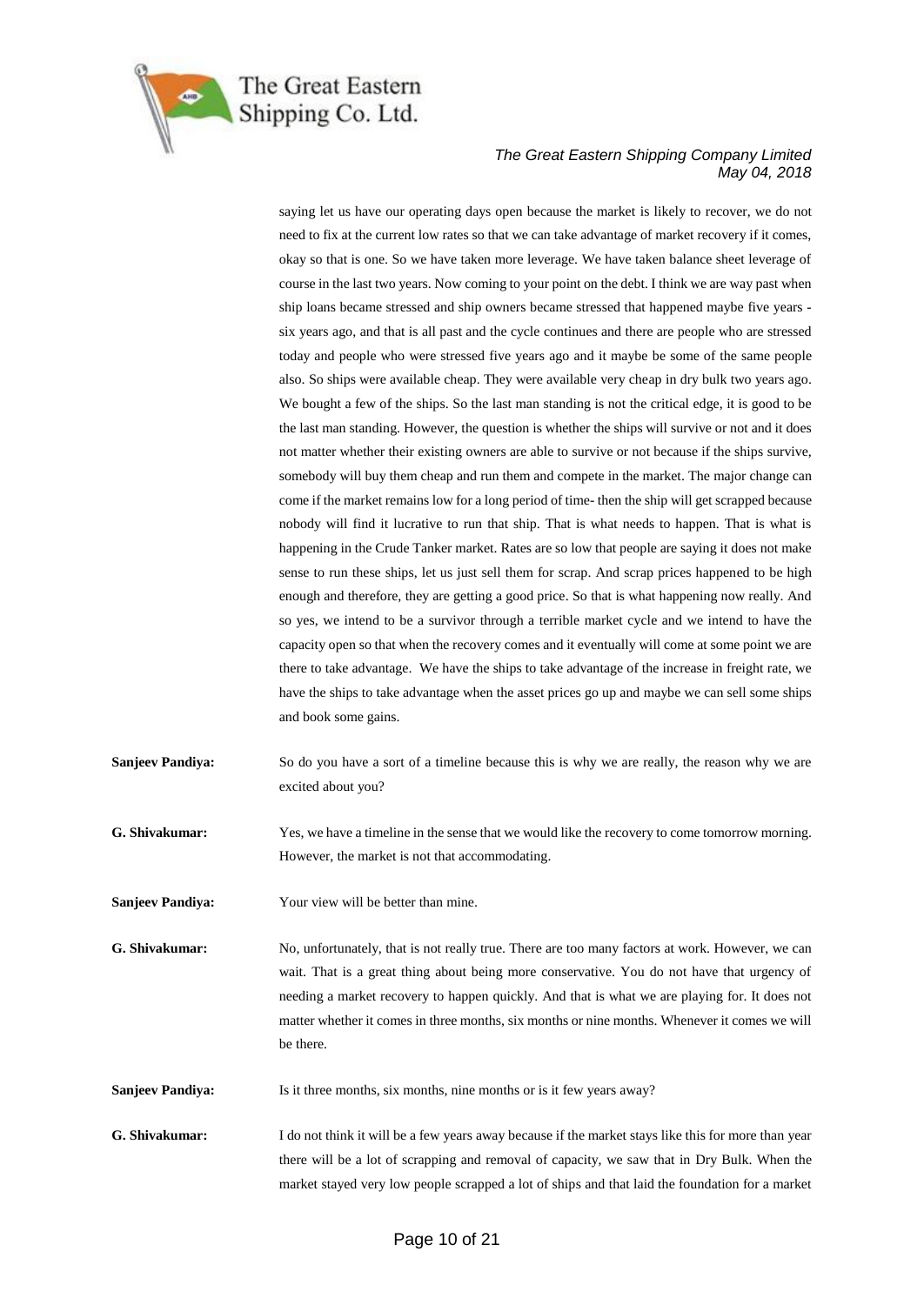saying let us have our operating days open because the market is likely to recover, we do not need to fix at the current low rates so that we can take advantage of market recovery if it comes, okay so that is one. So we have taken more leverage. We have taken balance sheet leverage of course in the last two years. Now coming to your point on the debt. I think we are way past when ship loans became stressed and ship owners became stressed that happened maybe five years - six years ago, and that is all past and the cycle continues and there are people who are stressed today and people who were stressed five years ago and it maybe be some of the same people also. So ships were available cheap. They were available very cheap in dry bulk two years ago. We bought a few of the ships. So the last man standing is not the critical edge, it is good to be the last man standing. However, the question is whether the ships will survive or not and it does not matter whether their existing owners are able to survive or not because if the ships survive, somebody will buy them cheap and run them and compete in the market. The major change can come if the market remains low for a long period of time- then the ship will get scrapped because nobody will find it lucrative to run that ship. That is what needs to happen. That is what is happening in the Crude Tanker market. Rates are so low that people are saying it does not make sense to run these ships, let us just sell them for scrap. And scrap prices happened to be high enough and therefore, they are getting a good price. So that is what happening now really. And so yes, we intend to be a survivor through a terrible market cycle and we intend to have the capacity open so that when the recovery comes and it eventually will come at some point we are there to take advantage. We have the ships to take advantage of the increase in freight rate, we have the ships to take advantage when the asset prices go up and maybe we can sell some ships and book some gains.

**Sanjeev Pandiya:** So do you have a sort of a timeline because this is why we are really, the reason why we are excited about you?

**G. Shivakumar:** Yes, we have a timeline in the sense that we would like the recovery to come tomorrow morning. However, the market is not that accommodating.

**Sanjeev Pandiya:** Your view will be better than mine.

**G. Shivakumar:** No, unfortunately, that is not really true. There are too many factors at work. However, we can wait. That is a great thing about being more conservative. You do not have that urgency of needing a market recovery to happen quickly. And that is what we are playing for. It does not matter whether it comes in three months, six months or nine months. Whenever it comes we will be there.

**Sanjeev Pandiya:** Is it three months, six months, nine months or is it few years away?

**G. Shivakumar:** I do not think it will be a few years away because if the market stays like this for more than year there will be a lot of scrapping and removal of capacity, we saw that in Dry Bulk. When the market stayed very low people scrapped a lot of ships and that laid the foundation for a market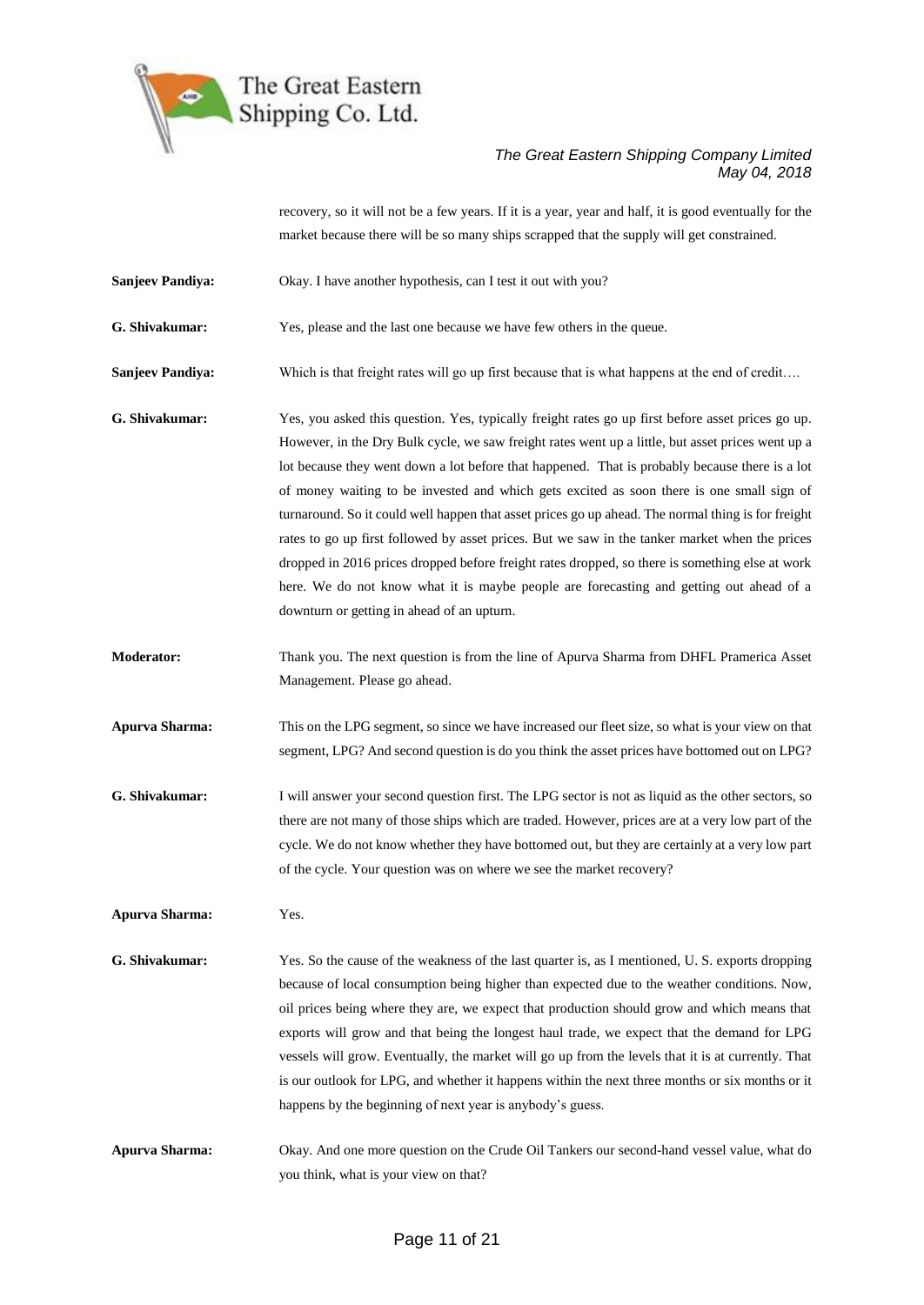recovery, so it will not be a few years. If it is a year, year and half, it is good eventually for the market because there will be so many ships scrapped that the supply will get constrained.

**Sanjeev Pandiya:** Okay. I have another hypothesis, can I test it out with you?

**G. Shivakumar:** Yes, please and the last one because we have few others in the queue.

**Sanjeev Pandiya:** Which is that freight rates will go up first because that is what happens at the end of credit….

**G. Shivakumar:** Yes, you asked this question. Yes, typically freight rates go up first before asset prices go up. However, in the Dry Bulk cycle, we saw freight rates went up a little, but asset prices went up a lot because they went down a lot before that happened. That is probably because there is a lot of money waiting to be invested and which gets excited as soon there is one small sign of turnaround. So it could well happen that asset prices go up ahead. The normal thing is for freight rates to go up first followed by asset prices. But we saw in the tanker market when the prices dropped in 2016 prices dropped before freight rates dropped, so there is something else at work here. We do not know what it is maybe people are forecasting and getting out ahead of a downturn or getting in ahead of an upturn.

**Moderator:** Thank you. The next question is from the line of Apurva Sharma from DHFL Pramerica Asset Management. Please go ahead.

**Apurva Sharma:** This on the LPG segment, so since we have increased our fleet size, so what is your view on that segment, LPG? And second question is do you think the asset prices have bottomed out on LPG?

**G. Shivakumar:** I will answer your second question first. The LPG sector is not as liquid as the other sectors, so there are not many of those ships which are traded. However, prices are at a very low part of the cycle. We do not know whether they have bottomed out, but they are certainly at a very low part of the cycle. Your question was on where we see the market recovery?

**Apurva Sharma:** Yes.

**G. Shivakumar:** Yes. So the cause of the weakness of the last quarter is, as I mentioned, U. S. exports dropping because of local consumption being higher than expected due to the weather conditions. Now, oil prices being where they are, we expect that production should grow and which means that exports will grow and that being the longest haul trade, we expect that the demand for LPG vessels will grow. Eventually, the market will go up from the levels that it is at currently. That is our outlook for LPG, and whether it happens within the next three months or six months or it happens by the beginning of next year is anybody's guess.

**Apurva Sharma:** Okay. And one more question on the Crude Oil Tankers our second-hand vessel value, what do you think, what is your view on that?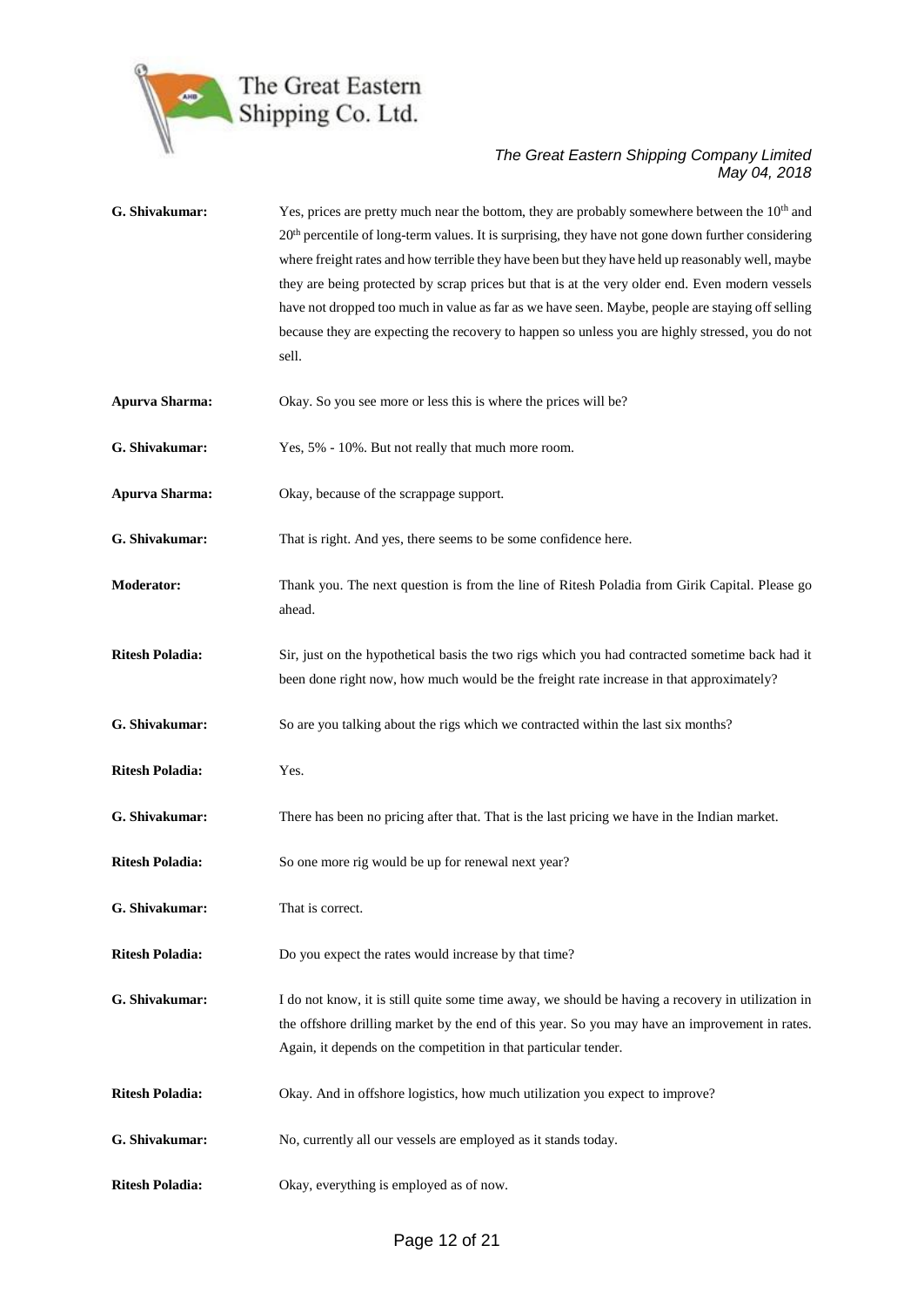**G. Shivakumar:** Yes, prices are pretty much near the bottom, they are probably somewhere between the 10th and 20th percentile of long-term values. It is surprising, they have not gone down further considering where freight rates and how terrible they have been but they have held up reasonably well, maybe they are being protected by scrap prices but that is at the very older end. Even modern vessels have not dropped too much in value as far as we have seen. Maybe, people are staying off selling because they are expecting the recovery to happen so unless you are highly stressed, you do not sell.

**Apurva Sharma:** Okay. So you see more or less this is where the prices will be?

**G. Shivakumar:** Yes, 5% - 10%. But not really that much more room.

**Apurva Sharma:** Okay, because of the scrappage support.

**G. Shivakumar:** That is right. And yes, there seems to be some confidence here.

**Moderator:** Thank you. The next question is from the line of Ritesh Poladia from Girik Capital. Please go ahead.

**Ritesh Poladia:** Sir, just on the hypothetical basis the two rigs which you had contracted sometime back had it been done right now, how much would be the freight rate increase in that approximately?

**G. Shivakumar:** So are you talking about the rigs which we contracted within the last six months?

**Ritesh Poladia:** Yes.

**G. Shivakumar:** There has been no pricing after that. That is the last pricing we have in the Indian market.

**Ritesh Poladia:** So one more rig would be up for renewal next year?

**G. Shivakumar:** That is correct.

**Ritesh Poladia:** Do you expect the rates would increase by that time?

**G. Shivakumar:** I do not know, it is still quite some time away, we should be having a recovery in utilization in the offshore drilling market by the end of this year. So you may have an improvement in rates. Again, it depends on the competition in that particular tender.

**Ritesh Poladia:** Okay. And in offshore logistics, how much utilization you expect to improve?

**G. Shivakumar:** No, currently all our vessels are employed as it stands today.

**Ritesh Poladia:** Okay, everything is employed as of now.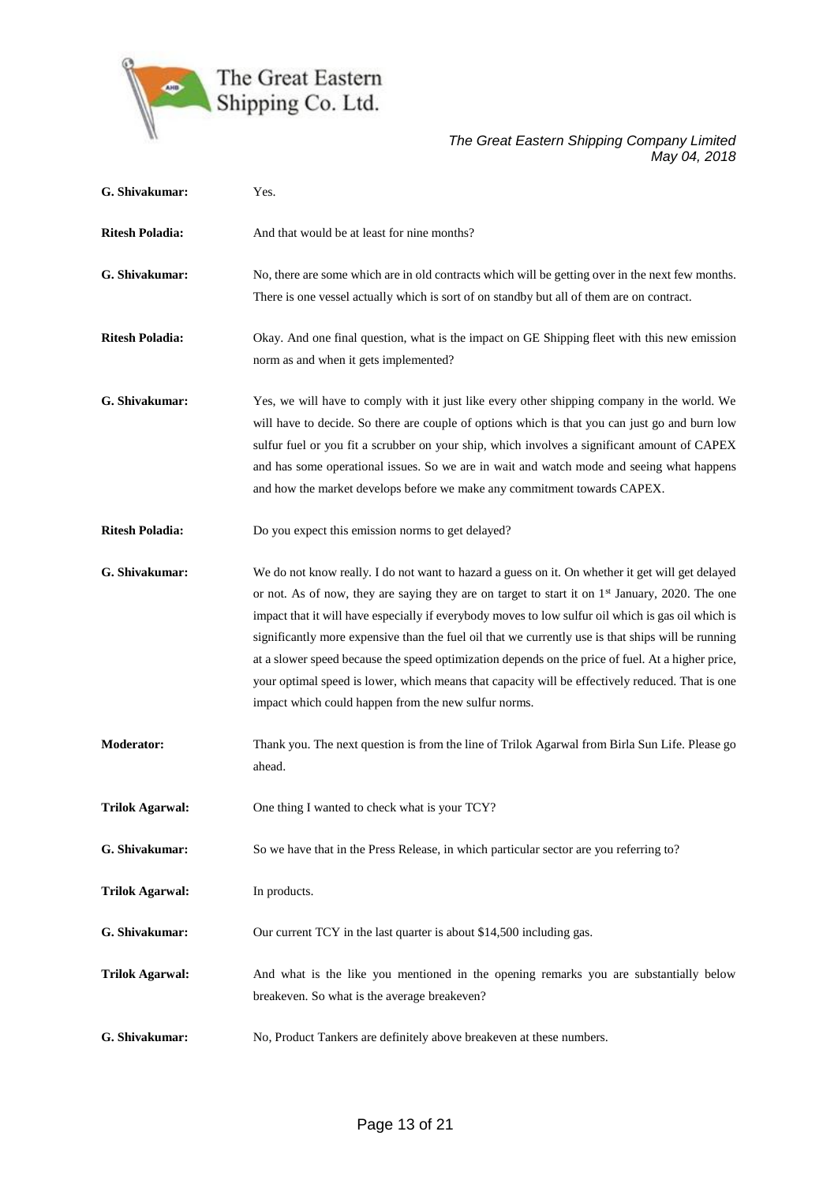**G. Shivakumar:** Yes.

**Ritesh Poladia:** And that would be at least for nine months?

**G. Shivakumar:** No, there are some which are in old contracts which will be getting over in the next few months. There is one vessel actually which is sort of on standby but all of them are on contract.

**Ritesh Poladia:** Okay. And one final question, what is the impact on GE Shipping fleet with this new emission norm as and when it gets implemented?

**G. Shivakumar:** Yes, we will have to comply with it just like every other shipping company in the world. We will have to decide. So there are couple of options which is that you can just go and burn low sulfur fuel or you fit a scrubber on your ship, which involves a significant amount of CAPEX and has some operational issues. So we are in wait and watch mode and seeing what happens and how the market develops before we make any commitment towards CAPEX.

**Ritesh Poladia:** Do you expect this emission norms to get delayed?

**G. Shivakumar:** We do not know really. I do not want to hazard a guess on it. On whether it get will get delayed or not. As of now, they are saying they are on target to start it on 1st January, 2020. The one impact that it will have especially if everybody moves to low sulfur oil which is gas oil which is significantly more expensive than the fuel oil that we currently use is that ships will be running at a slower speed because the speed optimization depends on the price of fuel. At a higher price, your optimal speed is lower, which means that capacity will be effectively reduced. That is one impact which could happen from the new sulfur norms.

**Moderator:** Thank you. The next question is from the line of Trilok Agarwal from Birla Sun Life. Please go ahead.

**Trilok Agarwal:** One thing I wanted to check what is your TCY?

**G. Shivakumar:** So we have that in the Press Release, in which particular sector are you referring to?

**Trilok Agarwal:** In products.

**G. Shivakumar:** Our current TCY in the last quarter is about $14,500 including gas.

**Trilok Agarwal:** And what is the like you mentioned in the opening remarks you are substantially below breakeven. So what is the average breakeven?

**G. Shivakumar:** No, Product Tankers are definitely above breakeven at these numbers.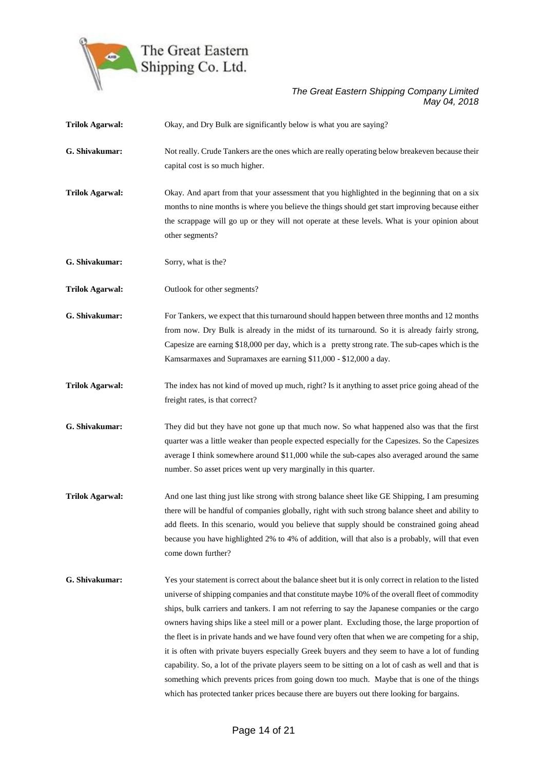**Trilok Agarwal:** Okay, and Dry Bulk are significantly below is what you are saying?

**G. Shivakumar:** Not really. Crude Tankers are the ones which are really operating below breakeven because their capital cost is so much higher.

**Trilok Agarwal:** Okay. And apart from that your assessment that you highlighted in the beginning that on a six months to nine months is where you believe the things should get start improving because either the scrappage will go up or they will not operate at these levels. What is your opinion about other segments?

**G. Shivakumar:** Sorry, what is the?

**Trilok Agarwal:** Outlook for other segments?

**G. Shivakumar:** For Tankers, we expect that this turnaround should happen between three months and 12 months from now. Dry Bulk is already in the midst of its turnaround. So it is already fairly strong, Capesize are earning $18,000 per day, which is a pretty strong rate. The sub-capes which is the Kamsarmaxes and Supramaxes are earning $11,000 - $12,000 a day.

**Trilok Agarwal:** The index has not kind of moved up much, right? Is it anything to asset price going ahead of the freight rates, is that correct?

**G. Shivakumar:** They did but they have not gone up that much now. So what happened also was that the first quarter was a little weaker than people expected especially for the Capesizes. So the Capesizes average I think somewhere around $11,000 while the sub-capes also averaged around the same number. So asset prices went up very marginally in this quarter.

**Trilok Agarwal:** And one last thing just like strong with strong balance sheet like GE Shipping, I am presuming there will be handful of companies globally, right with such strong balance sheet and ability to add fleets. In this scenario, would you believe that supply should be constrained going ahead because you have highlighted 2% to 4% of addition, will that also is a probably, will that even come down further?

**G. Shivakumar:** Yes your statement is correct about the balance sheet but it is only correct in relation to the listed universe of shipping companies and that constitute maybe 10% of the overall fleet of commodity ships, bulk carriers and tankers. I am not referring to say the Japanese companies or the cargo owners having ships like a steel mill or a power plant. Excluding those, the large proportion of the fleet is in private hands and we have found very often that when we are competing for a ship, it is often with private buyers especially Greek buyers and they seem to have a lot of funding capability. So, a lot of the private players seem to be sitting on a lot of cash as well and that is something which prevents prices from going down too much. Maybe that is one of the things which has protected tanker prices because there are buyers out there looking for bargains.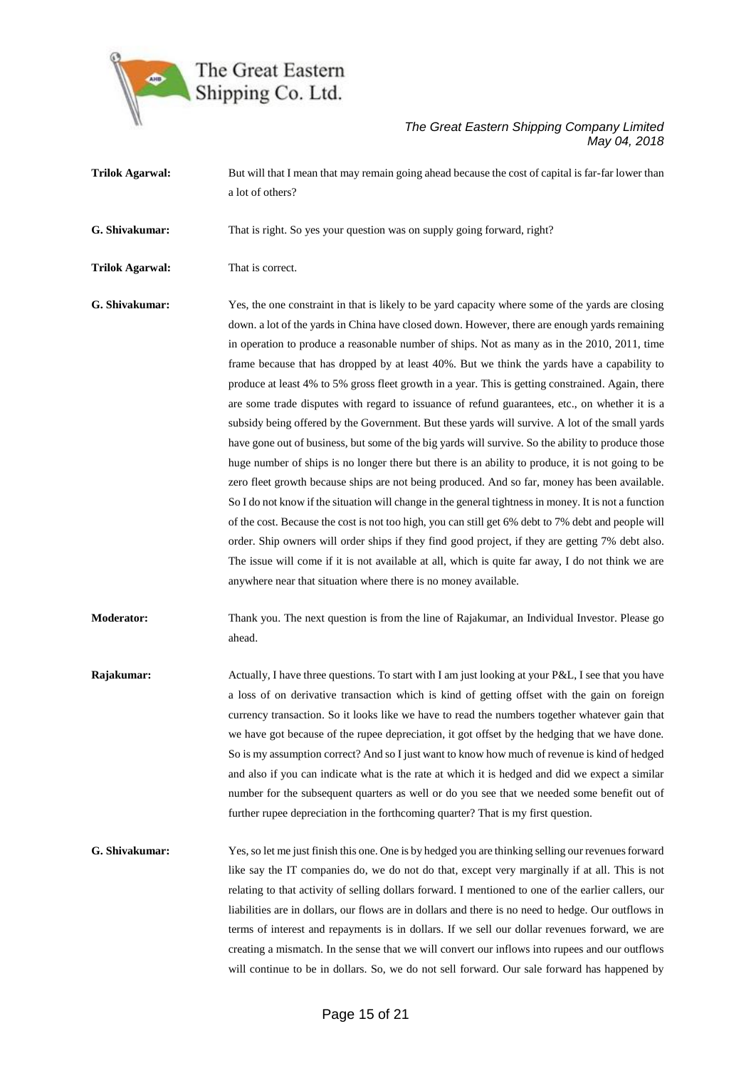**Trilok Agarwal:** But will that I mean that may remain going ahead because the cost of capital is far-far lower than a lot of others?

**G. Shivakumar:** That is right. So yes your question was on supply going forward, right?

**Trilok Agarwal:** That is correct.

**G. Shivakumar:** Yes, the one constraint in that is likely to be yard capacity where some of the yards are closing down. a lot of the yards in China have closed down. However, there are enough yards remaining in operation to produce a reasonable number of ships. Not as many as in the 2010, 2011, time frame because that has dropped by at least 40%. But we think the yards have a capability to produce at least 4% to 5% gross fleet growth in a year. This is getting constrained. Again, there are some trade disputes with regard to issuance of refund guarantees, etc., on whether it is a subsidy being offered by the Government. But these yards will survive. A lot of the small yards have gone out of business, but some of the big yards will survive. So the ability to produce those huge number of ships is no longer there but there is an ability to produce, it is not going to be zero fleet growth because ships are not being produced. And so far, money has been available. So I do not know if the situation will change in the general tightness in money. It is not a function of the cost. Because the cost is not too high, you can still get 6% debt to 7% debt and people will order. Ship owners will order ships if they find good project, if they are getting 7% debt also. The issue will come if it is not available at all, which is quite far away, I do not think we are anywhere near that situation where there is no money available.

**Moderator:** Thank you. The next question is from the line of Rajakumar, an Individual Investor. Please go ahead.

**Rajakumar:** Actually, I have three questions. To start with I am just looking at your P&L, I see that you have a loss of on derivative transaction which is kind of getting offset with the gain on foreign currency transaction. So it looks like we have to read the numbers together whatever gain that we have got because of the rupee depreciation, it got offset by the hedging that we have done. So is my assumption correct? And so I just want to know how much of revenue is kind of hedged and also if you can indicate what is the rate at which it is hedged and did we expect a similar number for the subsequent quarters as well or do you see that we needed some benefit out of further rupee depreciation in the forthcoming quarter? That is my first question.

**G. Shivakumar:** Yes, so let me just finish this one. One is by hedged you are thinking selling our revenues forward like say the IT companies do, we do not do that, except very marginally if at all. This is not relating to that activity of selling dollars forward. I mentioned to one of the earlier callers, our liabilities are in dollars, our flows are in dollars and there is no need to hedge. Our outflows in terms of interest and repayments is in dollars. If we sell our dollar revenues forward, we are creating a mismatch. In the sense that we will convert our inflows into rupees and our outflows will continue to be in dollars. So, we do not sell forward. Our sale forward has happened by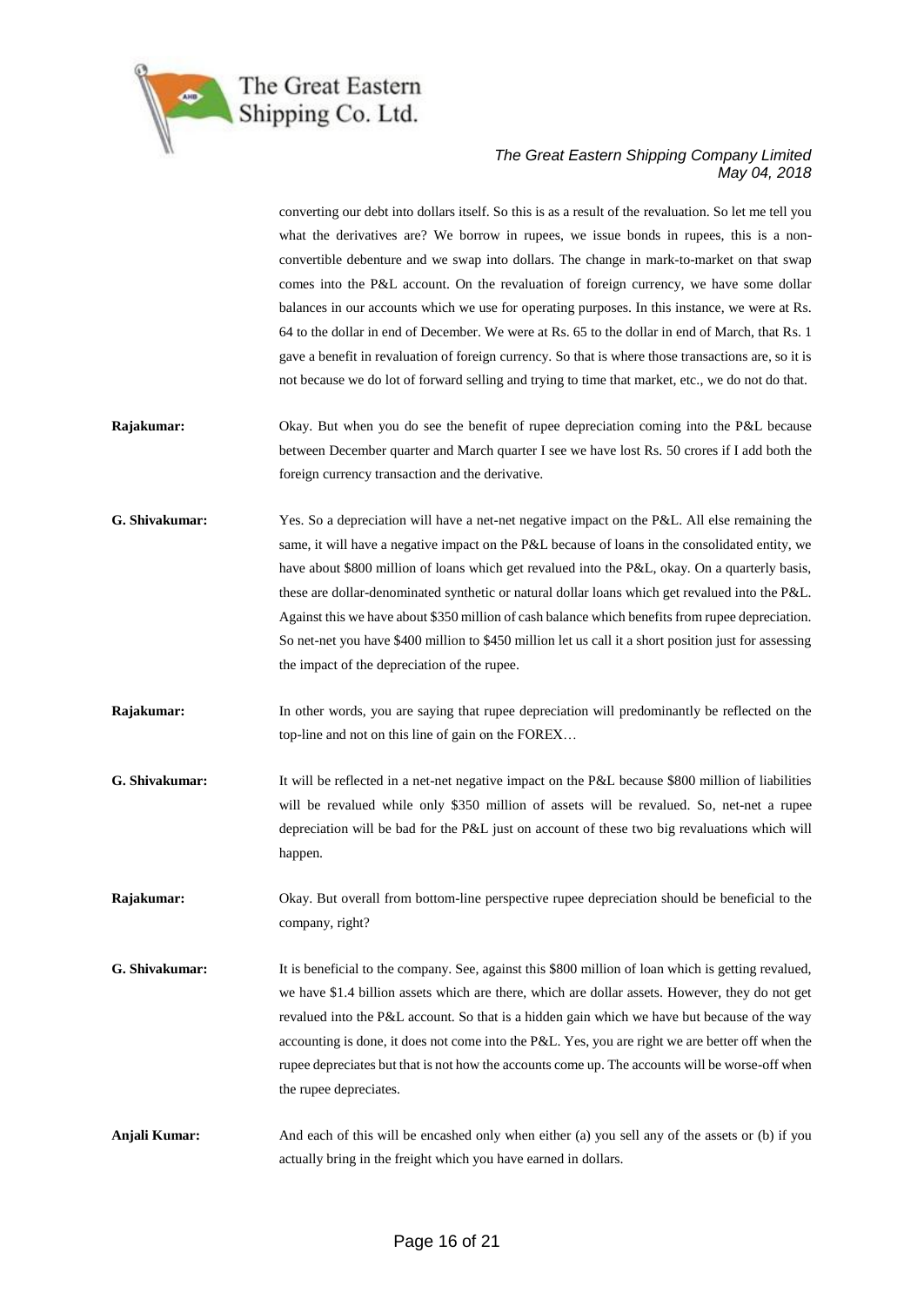converting our debt into dollars itself. So this is as a result of the revaluation. So let me tell you what the derivatives are? We borrow in rupees, we issue bonds in rupees, this is a non-convertible debenture and we swap into dollars. The change in mark-to-market on that swap comes into the P&L account. On the revaluation of foreign currency, we have some dollar balances in our accounts which we use for operating purposes. In this instance, we were at Rs. 64 to the dollar in end of December. We were at Rs. 65 to the dollar in end of March, that Rs. 1 gave a benefit in revaluation of foreign currency. So that is where those transactions are, so it is not because we do lot of forward selling and trying to time that market, etc., we do not do that.

**Rajakumar:** Okay. But when you do see the benefit of rupee depreciation coming into the P&L because between December quarter and March quarter I see we have lost Rs. 50 crores if I add both the foreign currency transaction and the derivative.

**G. Shivakumar:** Yes. So a depreciation will have a net-net negative impact on the P&L. All else remaining the same, it will have a negative impact on the P&L because of loans in the consolidated entity, we have about $800 million of loans which get revalued into the P&L, okay. On a quarterly basis, these are dollar-denominated synthetic or natural dollar loans which get revalued into the P&L. Against this we have about $350 million of cash balance which benefits from rupee depreciation. So net-net you have $400 million to $450 million let us call it a short position just for assessing the impact of the depreciation of the rupee.

**Rajakumar:** In other words, you are saying that rupee depreciation will predominantly be reflected on the top-line and not on this line of gain on the FOREX…

**G. Shivakumar:** It will be reflected in a net-net negative impact on the P&L because $800 million of liabilities will be revalued while only $350 million of assets will be revalued. So, net-net a rupee depreciation will be bad for the P&L just on account of these two big revaluations which will happen.

**Rajakumar:** Okay. But overall from bottom-line perspective rupee depreciation should be beneficial to the company, right?

**G. Shivakumar:** It is beneficial to the company. See, against this $800 million of loan which is getting revalued, we have $1.4 billion assets which are there, which are dollar assets. However, they do not get revalued into the P&L account. So that is a hidden gain which we have but because of the way accounting is done, it does not come into the P&L. Yes, you are right we are better off when the rupee depreciates but that is not how the accounts come up. The accounts will be worse-off when the rupee depreciates.

**Anjali Kumar:** And each of this will be encashed only when either (a) you sell any of the assets or (b) if you actually bring in the freight which you have earned in dollars.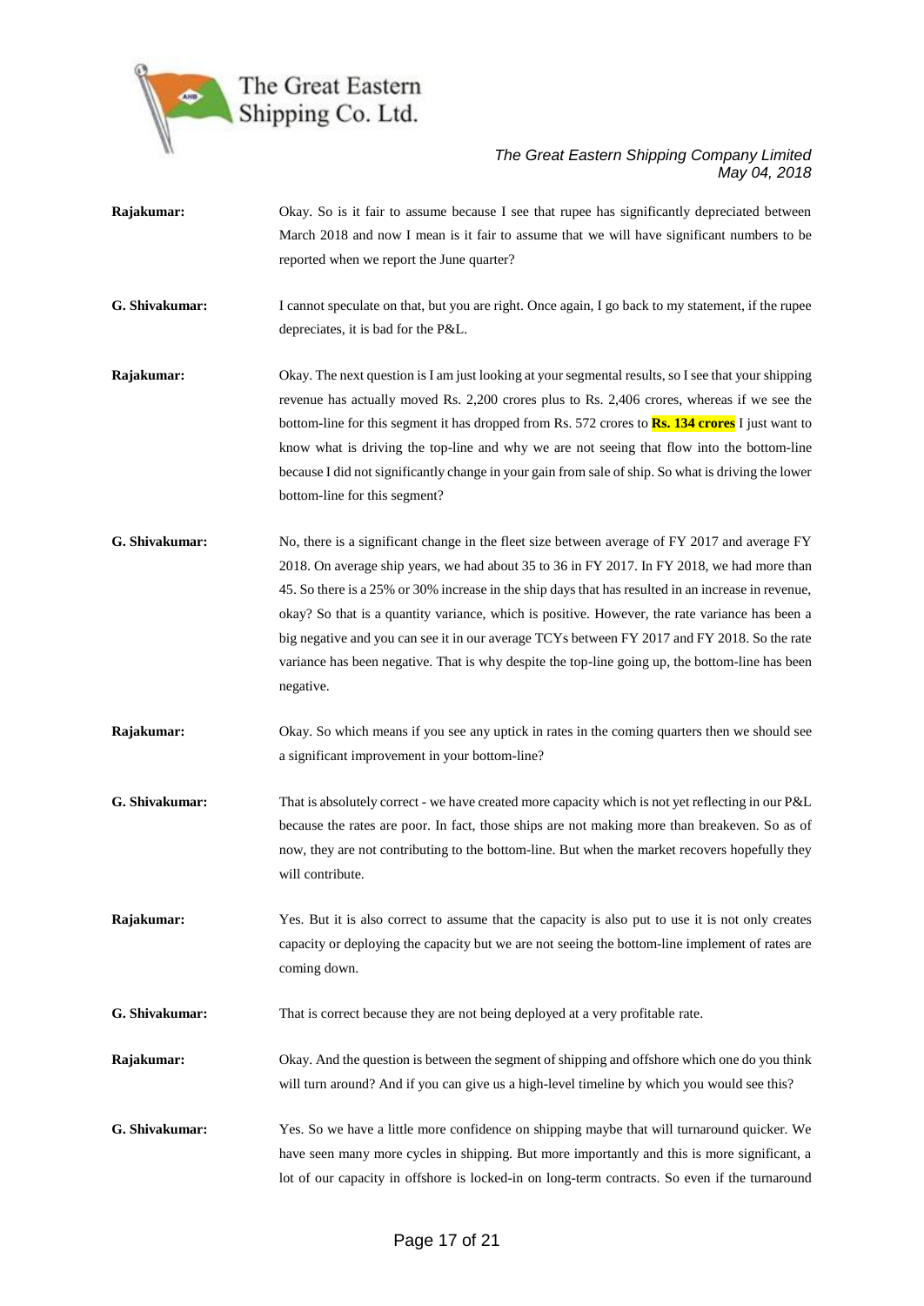**Rajakumar:** Okay. So is it fair to assume because I see that rupee has significantly depreciated between March 2018 and now I mean is it fair to assume that we will have significant numbers to be reported when we report the June quarter?

**G. Shivakumar:** I cannot speculate on that, but you are right. Once again, I go back to my statement, if the rupee depreciates, it is bad for the P&L.

**Rajakumar:** Okay. The next question is I am just looking at your segmental results, so I see that your shipping revenue has actually moved Rs. 2,200 crores plus to Rs. 2,406 crores, whereas if we see the bottom-line for this segment it has dropped from Rs. 572 crores to **Rs. 134 crores** I just want to know what is driving the top-line and why we are not seeing that flow into the bottom-line because I did not significantly change in your gain from sale of ship. So what is driving the lower bottom-line for this segment?

**G. Shivakumar:** No, there is a significant change in the fleet size between average of FY 2017 and average FY 2018. On average ship years, we had about 35 to 36 in FY 2017. In FY 2018, we had more than 45. So there is a 25% or 30% increase in the ship days that has resulted in an increase in revenue, okay? So that is a quantity variance, which is positive. However, the rate variance has been a big negative and you can see it in our average TCYs between FY 2017 and FY 2018. So the rate variance has been negative. That is why despite the top-line going up, the bottom-line has been negative.

**Rajakumar:** Okay. So which means if you see any uptick in rates in the coming quarters then we should see a significant improvement in your bottom-line?

**G. Shivakumar:** That is absolutely correct - we have created more capacity which is not yet reflecting in our P&L because the rates are poor. In fact, those ships are not making more than breakeven. So as of now, they are not contributing to the bottom-line. But when the market recovers hopefully they will contribute.

**Rajakumar:** Yes. But it is also correct to assume that the capacity is also put to use it is not only creates capacity or deploying the capacity but we are not seeing the bottom-line implement of rates are coming down.

**G. Shivakumar:** That is correct because they are not being deployed at a very profitable rate.

**Rajakumar:** Okay. And the question is between the segment of shipping and offshore which one do you think will turn around? And if you can give us a high-level timeline by which you would see this?

**G. Shivakumar:** Yes. So we have a little more confidence on shipping maybe that will turnaround quicker. We have seen many more cycles in shipping. But more importantly and this is more significant, a lot of our capacity in offshore is locked-in on long-term contracts. So even if the turnaround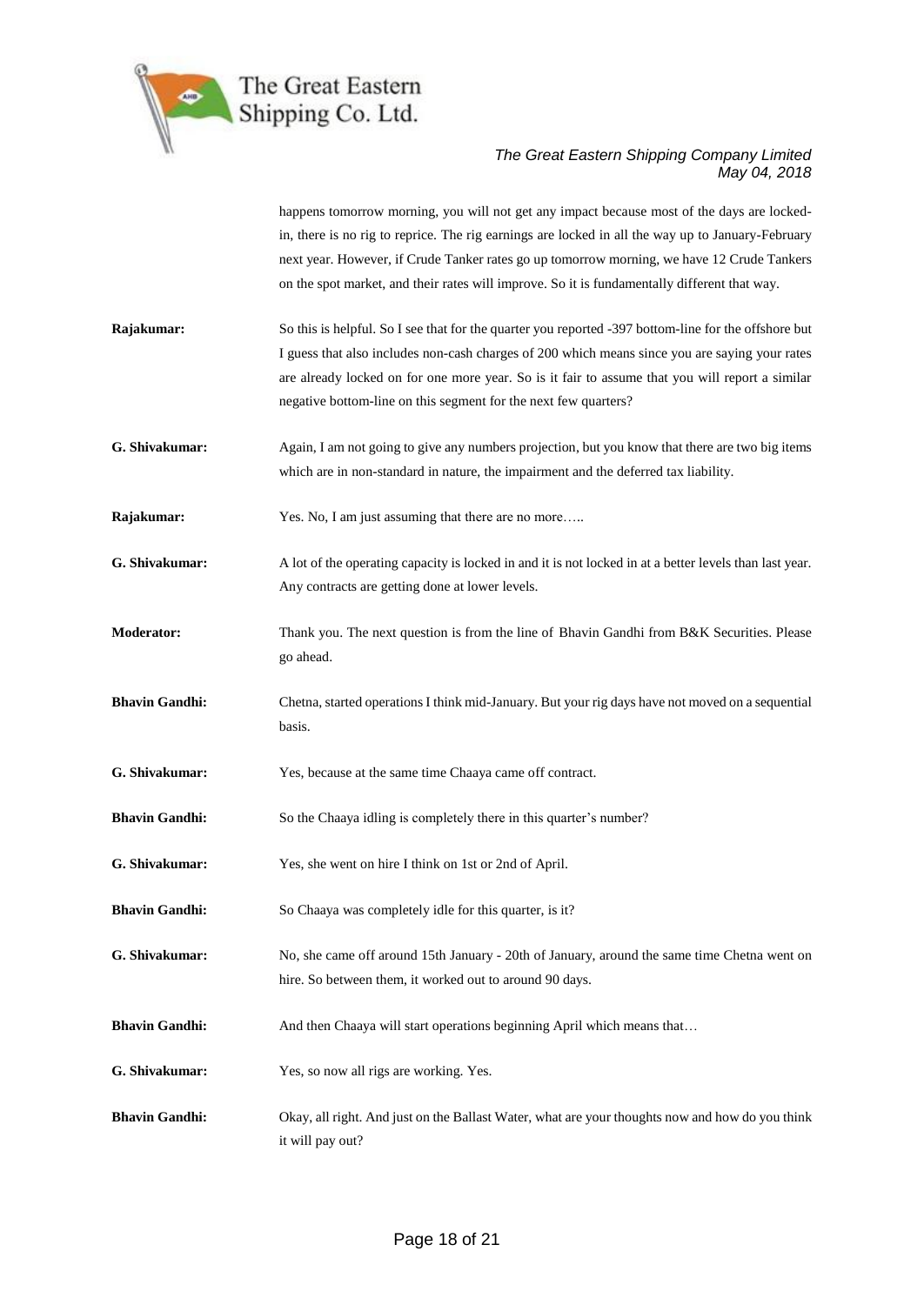happens tomorrow morning, you will not get any impact because most of the days are locked-in, there is no rig to reprice. The rig earnings are locked in all the way up to January-February next year. However, if Crude Tanker rates go up tomorrow morning, we have 12 Crude Tankers on the spot market, and their rates will improve. So it is fundamentally different that way.

**Rajakumar:** So this is helpful. So I see that for the quarter you reported -397 bottom-line for the offshore but I guess that also includes non-cash charges of 200 which means since you are saying your rates are already locked on for one more year. So is it fair to assume that you will report a similar negative bottom-line on this segment for the next few quarters?

**G. Shivakumar:** Again, I am not going to give any numbers projection, but you know that there are two big items which are in non-standard in nature, the impairment and the deferred tax liability.

**Rajakumar:** Yes. No, I am just assuming that there are no more…..

**G. Shivakumar:** A lot of the operating capacity is locked in and it is not locked in at a better levels than last year. Any contracts are getting done at lower levels.

**Moderator:** Thank you. The next question is from the line of Bhavin Gandhi from B&K Securities. Please go ahead.

**Bhavin Gandhi:** Chetna, started operations I think mid-January. But your rig days have not moved on a sequential basis.

**G. Shivakumar:** Yes, because at the same time Chaaya came off contract.

**Bhavin Gandhi:** So the Chaaya idling is completely there in this quarter's number?

**G. Shivakumar:** Yes, she went on hire I think on 1st or 2nd of April.

**Bhavin Gandhi:** So Chaaya was completely idle for this quarter, is it?

**G. Shivakumar:** No, she came off around 15th January - 20th of January, around the same time Chetna went on hire. So between them, it worked out to around 90 days.

**Bhavin Gandhi:** And then Chaaya will start operations beginning April which means that…

**G. Shivakumar:** Yes, so now all rigs are working. Yes.

**Bhavin Gandhi:** Okay, all right. And just on the Ballast Water, what are your thoughts now and how do you think it will pay out?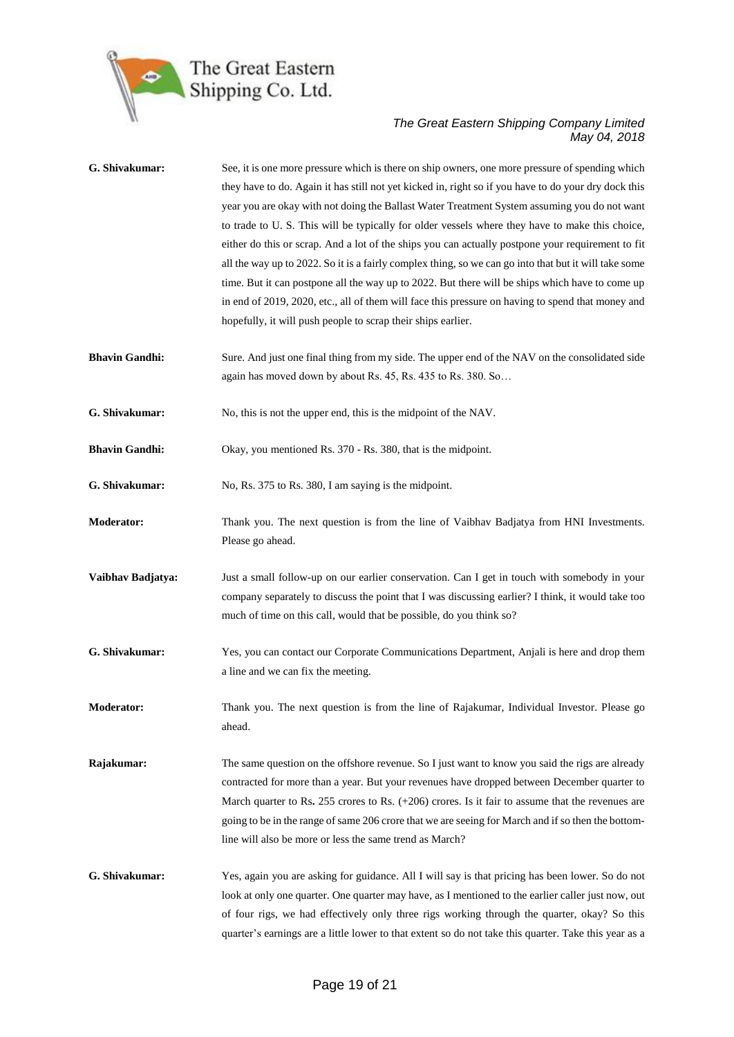**G. Shivakumar:** See, it is one more pressure which is there on ship owners, one more pressure of spending which they have to do. Again it has still not yet kicked in, right so if you have to do your dry dock this year you are okay with not doing the Ballast Water Treatment System assuming you do not want to trade to U. S. This will be typically for older vessels where they have to make this choice, either do this or scrap. And a lot of the ships you can actually postpone your requirement to fit all the way up to 2022. So it is a fairly complex thing, so we can go into that but it will take some time. But it can postpone all the way up to 2022. But there will be ships which have to come up in end of 2019, 2020, etc., all of them will face this pressure on having to spend that money and hopefully, it will push people to scrap their ships earlier.

**Bhavin Gandhi:** Sure. And just one final thing from my side. The upper end of the NAV on the consolidated side again has moved down by about Rs. 45, Rs. 435 to Rs. 380. So…

**G. Shivakumar:** No, this is not the upper end, this is the midpoint of the NAV.

**Bhavin Gandhi:** Okay, you mentioned Rs. 370 - Rs. 380, that is the midpoint.

**G. Shivakumar:** No, Rs. 375 to Rs. 380, I am saying is the midpoint.

**Moderator:** Thank you. The next question is from the line of Vaibhav Badjatya from HNI Investments. Please go ahead.

**Vaibhav Badjatya:** Just a small follow-up on our earlier conservation. Can I get in touch with somebody in your company separately to discuss the point that I was discussing earlier? I think, it would take too much of time on this call, would that be possible, do you think so?

**G. Shivakumar:** Yes, you can contact our Corporate Communications Department, Anjali is here and drop them a line and we can fix the meeting.

**Moderator:** Thank you. The next question is from the line of Rajakumar, Individual Investor. Please go ahead.

**Rajakumar:** The same question on the offshore revenue. So I just want to know you said the rigs are already contracted for more than a year. But your revenues have dropped between December quarter to March quarter to Rs**.** 255 crores to Rs. (+206) crores. Is it fair to assume that the revenues are going to be in the range of same 206 crore that we are seeing for March and if so then the bottom-line will also be more or less the same trend as March?

**G. Shivakumar:** Yes, again you are asking for guidance. All I will say is that pricing has been lower. So do not look at only one quarter. One quarter may have, as I mentioned to the earlier caller just now, out of four rigs, we had effectively only three rigs working through the quarter, okay? So this quarter's earnings are a little lower to that extent so do not take this quarter. Take this year as a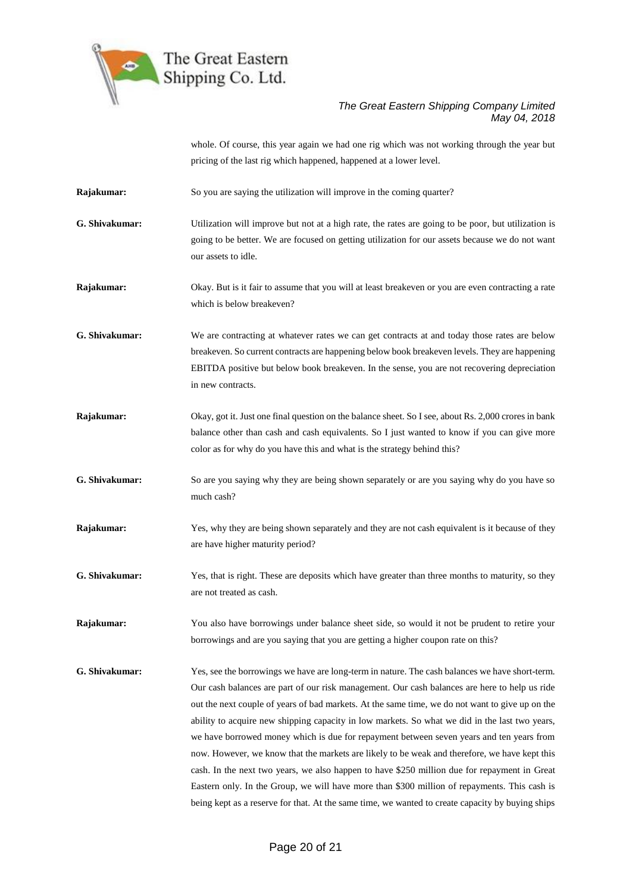whole. Of course, this year again we had one rig which was not working through the year but pricing of the last rig which happened, happened at a lower level.

**Rajakumar:** So you are saying the utilization will improve in the coming quarter?

**G. Shivakumar:** Utilization will improve but not at a high rate, the rates are going to be poor, but utilization is going to be better. We are focused on getting utilization for our assets because we do not want our assets to idle.

**Rajakumar:** Okay. But is it fair to assume that you will at least breakeven or you are even contracting a rate which is below breakeven?

**G. Shivakumar:** We are contracting at whatever rates we can get contracts at and today those rates are below breakeven. So current contracts are happening below book breakeven levels. They are happening EBITDA positive but below book breakeven. In the sense, you are not recovering depreciation in new contracts.

**Rajakumar:** Okay, got it. Just one final question on the balance sheet. So I see, about Rs. 2,000 crores in bank balance other than cash and cash equivalents. So I just wanted to know if you can give more color as for why do you have this and what is the strategy behind this?

**G. Shivakumar:** So are you saying why they are being shown separately or are you saying why do you have so much cash?

**Rajakumar:** Yes, why they are being shown separately and they are not cash equivalent is it because of they are have higher maturity period?

**G. Shivakumar:** Yes, that is right. These are deposits which have greater than three months to maturity, so they are not treated as cash.

**Rajakumar:** You also have borrowings under balance sheet side, so would it not be prudent to retire your borrowings and are you saying that you are getting a higher coupon rate on this?

**G. Shivakumar:** Yes, see the borrowings we have are long-term in nature. The cash balances we have short-term. Our cash balances are part of our risk management. Our cash balances are here to help us ride out the next couple of years of bad markets. At the same time, we do not want to give up on the ability to acquire new shipping capacity in low markets. So what we did in the last two years, we have borrowed money which is due for repayment between seven years and ten years from now. However, we know that the markets are likely to be weak and therefore, we have kept this cash. In the next two years, we also happen to have $250 million due for repayment in Great Eastern only. In the Group, we will have more than $300 million of repayments. This cash is being kept as a reserve for that. At the same time, we wanted to create capacity by buying ships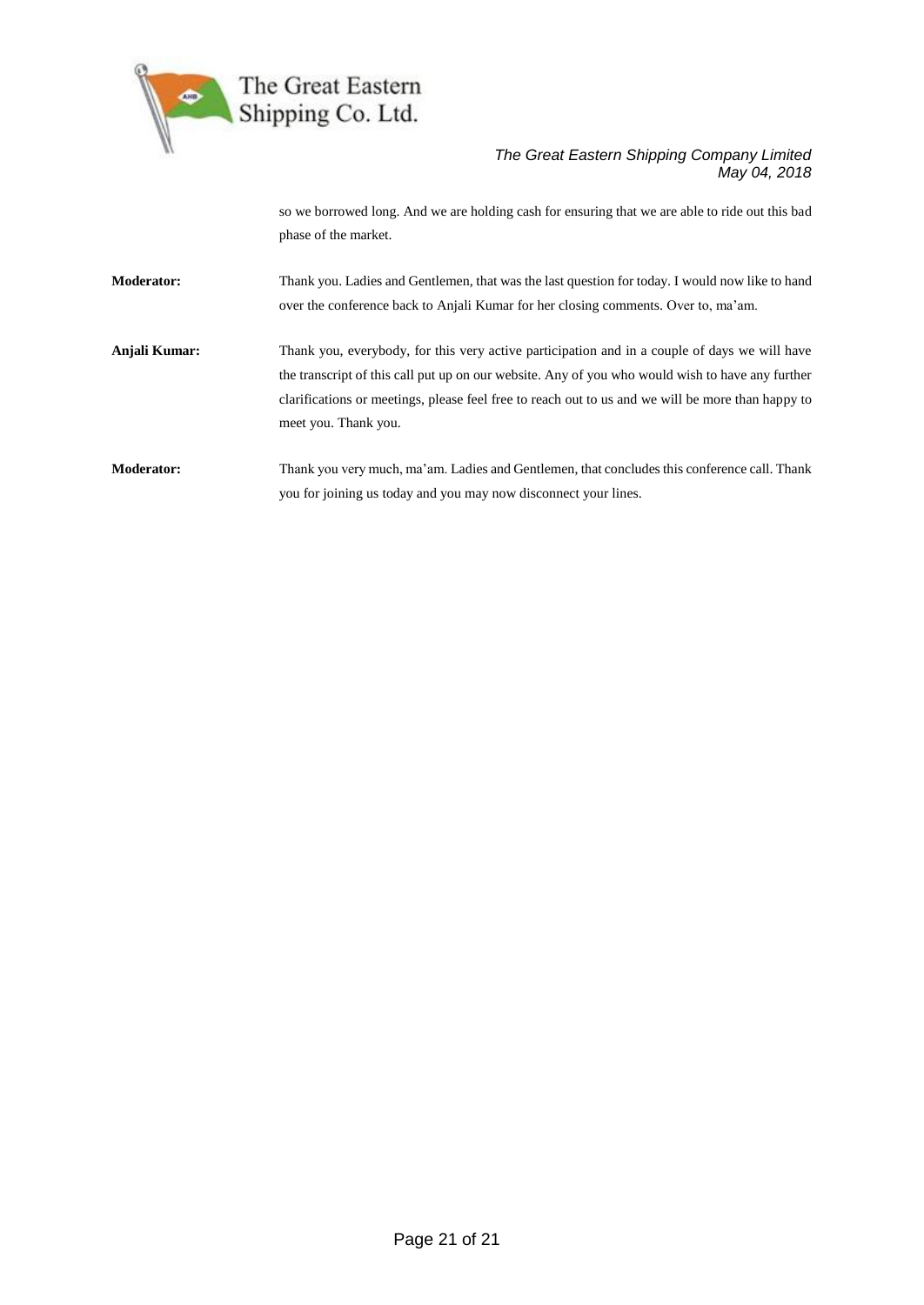so we borrowed long. And we are holding cash for ensuring that we are able to ride out this bad phase of the market.

**Moderator:** Thank you. Ladies and Gentlemen, that was the last question for today. I would now like to hand over the conference back to Anjali Kumar for her closing comments. Over to, ma'am.

**Anjali Kumar:** Thank you, everybody, for this very active participation and in a couple of days we will have the transcript of this call put up on our website. Any of you who would wish to have any further clarifications or meetings, please feel free to reach out to us and we will be more than happy to meet you. Thank you.

**Moderator:** Thank you very much, ma'am. Ladies and Gentlemen, that concludes this conference call. Thank you for joining us today and you may now disconnect your lines.